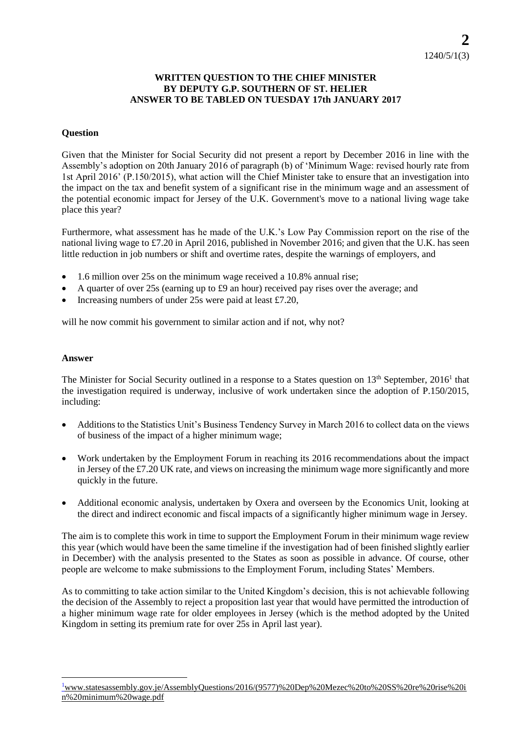**2**
1240/5/1(3)

**WRITTEN QUESTION TO THE CHIEF MINISTER BY DEPUTY G.P. SOUTHERN OF ST. HELIER ANSWER TO BE TABLED ON TUESDAY 17th JANUARY 2017**

**Question**

Given that the Minister for Social Security did not present a report by December 2016 in line with the Assembly's adoption on 20th January 2016 of paragraph (b) of 'Minimum Wage: revised hourly rate from 1st April 2016' (P.150/2015), what action will the Chief Minister take to ensure that an investigation into the impact on the tax and benefit system of a significant rise in the minimum wage and an assessment of the potential economic impact for Jersey of the U.K. Government's move to a national living wage take place this year?

Furthermore, what assessment has he made of the U.K.'s Low Pay Commission report on the rise of the national living wage to £7.20 in April 2016, published in November 2016; and given that the U.K. has seen little reduction in job numbers or shift and overtime rates, despite the warnings of employers, and

- 1.6 million over 25s on the minimum wage received a 10.8% annual rise;
- A quarter of over 25s (earning up to £9 an hour) received pay rises over the average; and
- Increasing numbers of under 25s were paid at least £7.20,

will he now commit his government to similar action and if not, why not?

**Answer**

The Minister for Social Security outlined in a response to a States question on 13th September, 2016[1] that the investigation required is underway, inclusive of work undertaken since the adoption of P.150/2015, including:

- Additions to the Statistics Unit's Business Tendency Survey in March 2016 to collect data on the views of business of the impact of a higher minimum wage;
- Work undertaken by the Employment Forum in reaching its 2016 recommendations about the impact in Jersey of the £7.20 UK rate, and views on increasing the minimum wage more significantly and more quickly in the future.
- Additional economic analysis, undertaken by Oxera and overseen by the Economics Unit, looking at the direct and indirect economic and fiscal impacts of a significantly higher minimum wage in Jersey.

The aim is to complete this work in time to support the Employment Forum in their minimum wage review this year (which would have been the same timeline if the investigation had of been finished slightly earlier in December) with the analysis presented to the States as soon as possible in advance. Of course, other people are welcome to make submissions to the Employment Forum, including States' Members.

As to committing to take action similar to the United Kingdom's decision, this is not achievable following the decision of the Assembly to reject a proposition last year that would have permitted the introduction of a higher minimum wage rate for older employees in Jersey (which is the method adopted by the United Kingdom in setting its premium rate for over 25s in April last year).

[1] www.statesassembly.gov.je/AssemblyQuestions/2016/(9577)%20Dep%20Mezec%20to%20SS%20re%20rise%20in%20minimum%20wage.pdf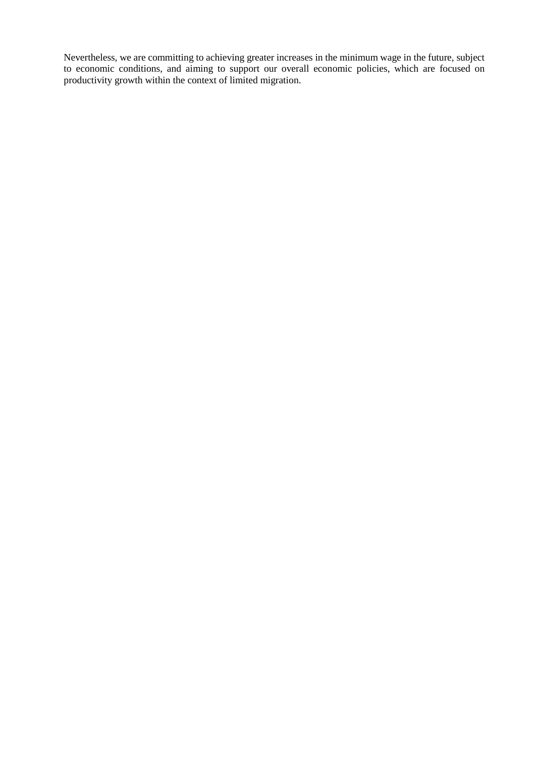Nevertheless, we are committing to achieving greater increases in the minimum wage in the future, subject to economic conditions, and aiming to support our overall economic policies, which are focused on productivity growth within the context of limited migration.